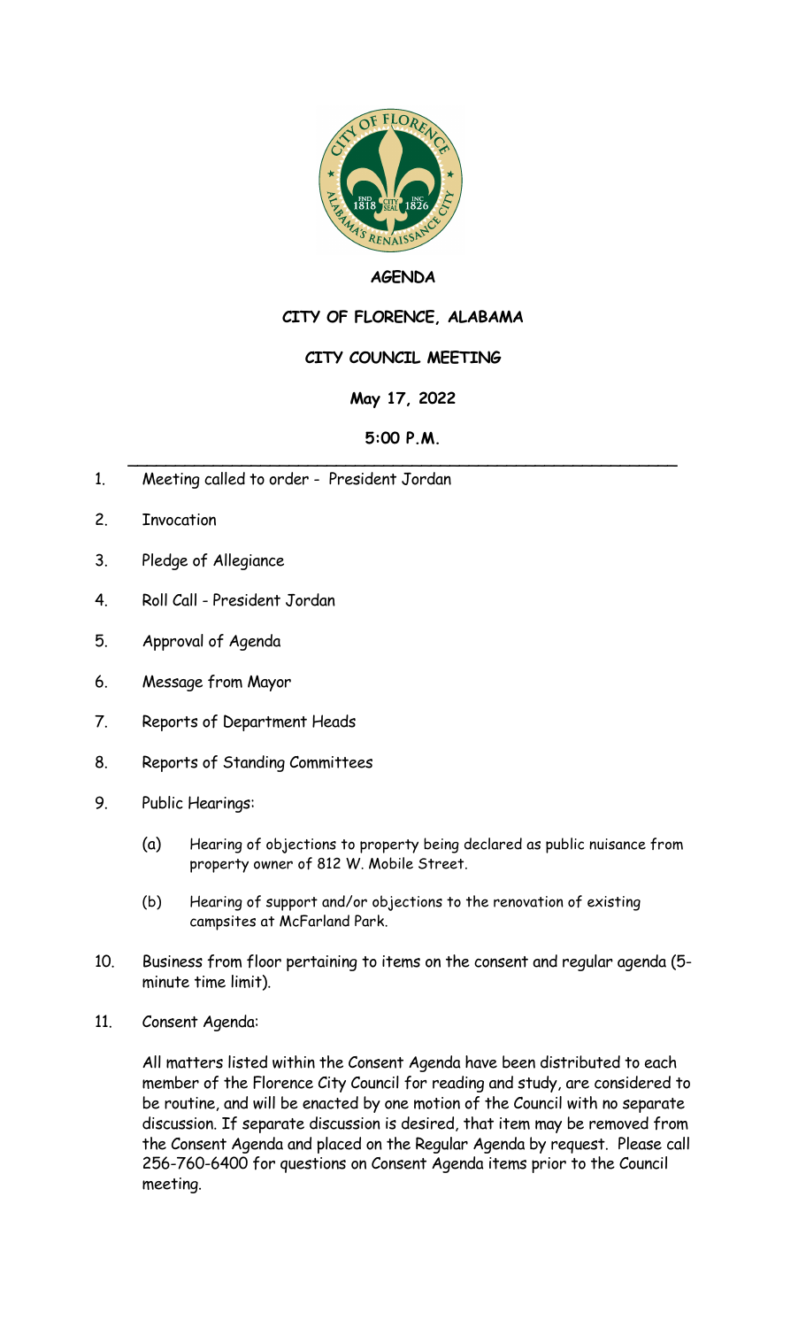# AGENDA

## CITY OF FLORENCE, ALABAMA

## CITY COUNCIL MEETING

**May 17, 2022**

**5:00 P.M.**

---

1. Meeting called to order - President Jordan
2. Invocation
3. Pledge of Allegiance
4. Roll Call - President Jordan
5. Approval of Agenda
6. Message from Mayor
7. Reports of Department Heads
8. Reports of Standing Committees
9. Public Hearings:

   (a) Hearing of objections to property being declared as public nuisance from property owner of 812 W. Mobile Street.

   (b) Hearing of support and/or objections to the renovation of existing campsites at McFarland Park.

10. Business from floor pertaining to items on the consent and regular agenda (5-minute time limit).
11. Consent Agenda:

    All matters listed within the Consent Agenda have been distributed to each member of the Florence City Council for reading and study, are considered to be routine, and will be enacted by one motion of the Council with no separate discussion. If separate discussion is desired, that item may be removed from the Consent Agenda and placed on the Regular Agenda by request. Please call 256-760-6400 for questions on Consent Agenda items prior to the Council meeting.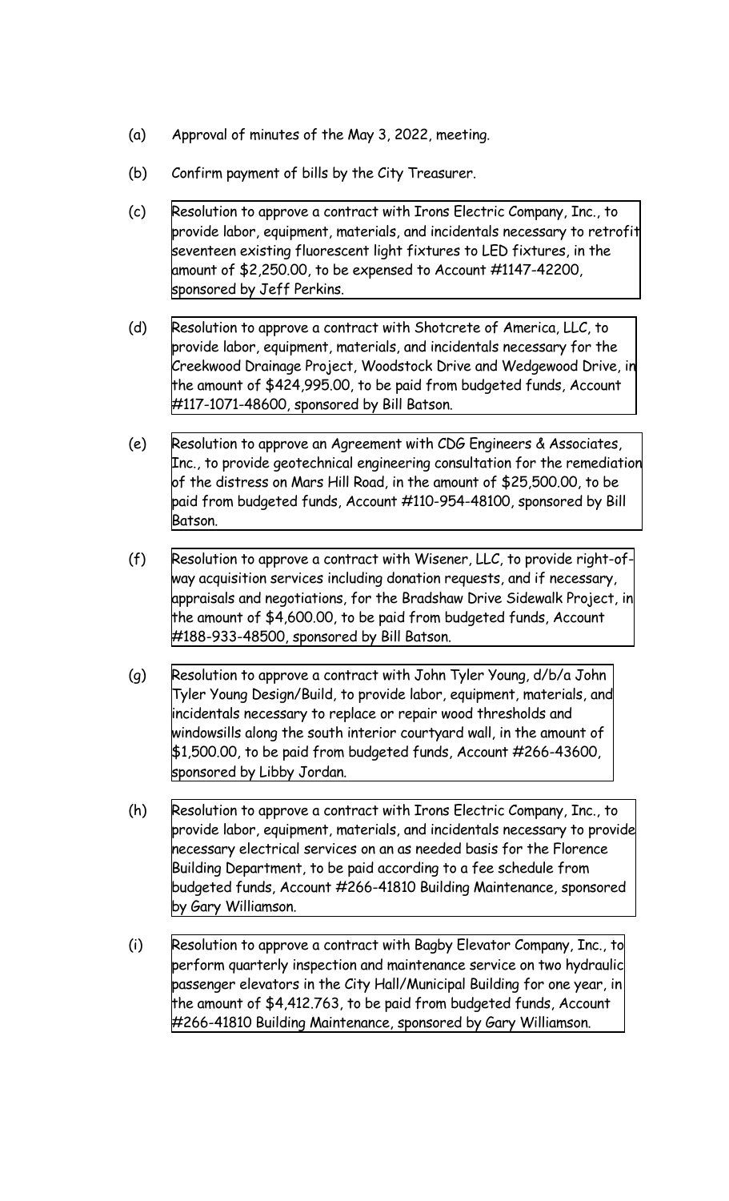(a) Approval of minutes of the May 3, 2022, meeting.

(b) Confirm payment of bills by the City Treasurer.

(c) Resolution to approve a contract with Irons Electric Company, Inc., to provide labor, equipment, materials, and incidentals necessary to retrofit seventeen existing fluorescent light fixtures to LED fixtures, in the amount of $2,250.00, to be expensed to Account #1147-42200, sponsored by Jeff Perkins.

(d) Resolution to approve a contract with Shotcrete of America, LLC, to provide labor, equipment, materials, and incidentals necessary for the Creekwood Drainage Project, Woodstock Drive and Wedgewood Drive, in the amount of $424,995.00, to be paid from budgeted funds, Account #117-1071-48600, sponsored by Bill Batson.

(e) Resolution to approve an Agreement with CDG Engineers & Associates, Inc., to provide geotechnical engineering consultation for the remediation of the distress on Mars Hill Road, in the amount of $25,500.00, to be paid from budgeted funds, Account #110-954-48100, sponsored by Bill Batson.

(f) Resolution to approve a contract with Wisener, LLC, to provide right-of-way acquisition services including donation requests, and if necessary, appraisals and negotiations, for the Bradshaw Drive Sidewalk Project, in the amount of $4,600.00, to be paid from budgeted funds, Account #188-933-48500, sponsored by Bill Batson.

(g) Resolution to approve a contract with John Tyler Young, d/b/a John Tyler Young Design/Build, to provide labor, equipment, materials, and incidentals necessary to replace or repair wood thresholds and windowsills along the south interior courtyard wall, in the amount of $1,500.00, to be paid from budgeted funds, Account #266-43600, sponsored by Libby Jordan.

(h) Resolution to approve a contract with Irons Electric Company, Inc., to provide labor, equipment, materials, and incidentals necessary to provide necessary electrical services on an as needed basis for the Florence Building Department, to be paid according to a fee schedule from budgeted funds, Account #266-41810 Building Maintenance, sponsored by Gary Williamson.

(i) Resolution to approve a contract with Bagby Elevator Company, Inc., to perform quarterly inspection and maintenance service on two hydraulic passenger elevators in the City Hall/Municipal Building for one year, in the amount of $4,412.763, to be paid from budgeted funds, Account #266-41810 Building Maintenance, sponsored by Gary Williamson.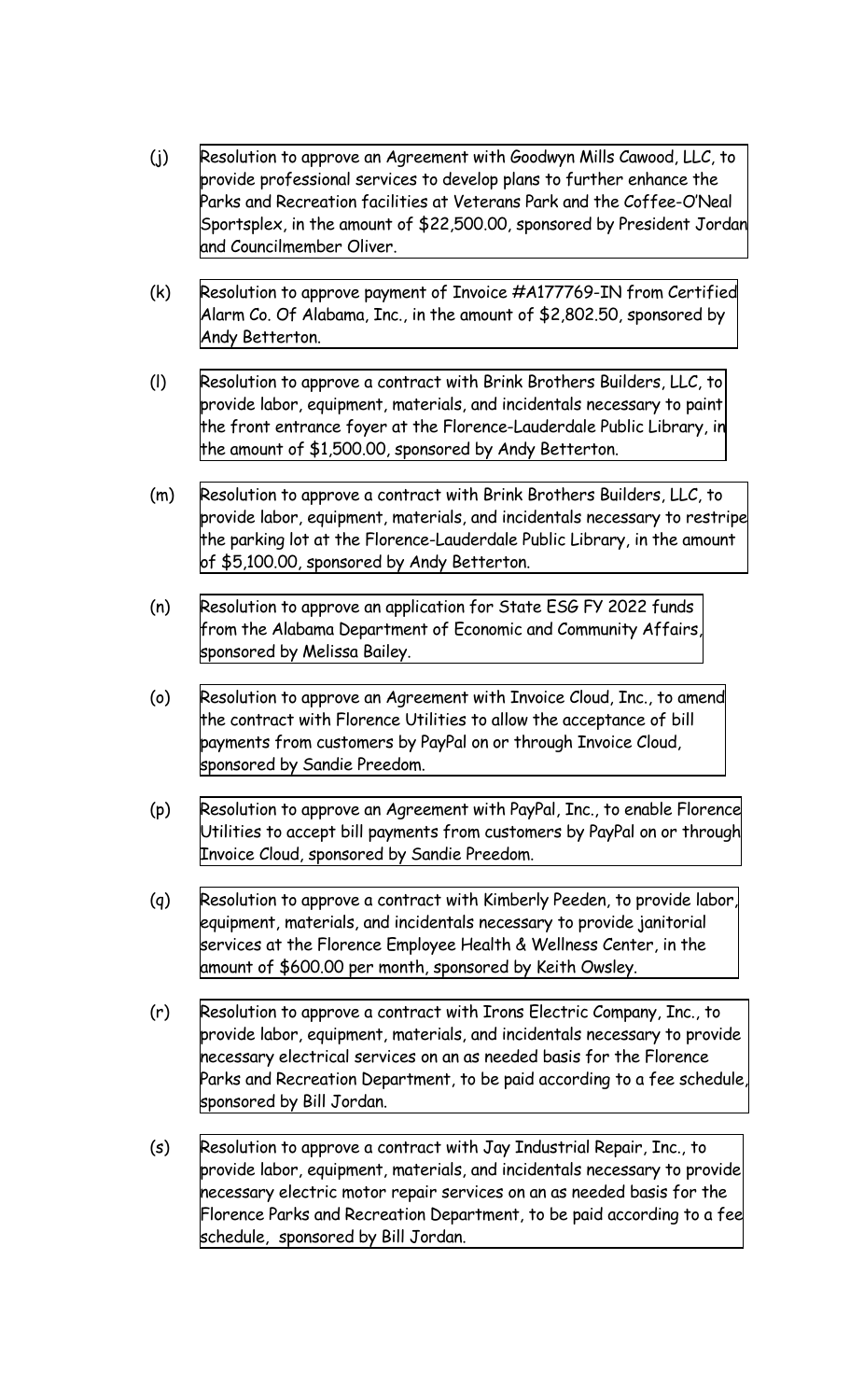(j) Resolution to approve an Agreement with Goodwyn Mills Cawood, LLC, to provide professional services to develop plans to further enhance the Parks and Recreation facilities at Veterans Park and the Coffee-O'Neal Sportsplex, in the amount of $22,500.00, sponsored by President Jordan and Councilmember Oliver.

(k) Resolution to approve payment of Invoice #A177769-IN from Certified Alarm Co. Of Alabama, Inc., in the amount of $2,802.50, sponsored by Andy Betterton.

(l) Resolution to approve a contract with Brink Brothers Builders, LLC, to provide labor, equipment, materials, and incidentals necessary to paint the front entrance foyer at the Florence-Lauderdale Public Library, in the amount of $1,500.00, sponsored by Andy Betterton.

(m) Resolution to approve a contract with Brink Brothers Builders, LLC, to provide labor, equipment, materials, and incidentals necessary to restripe the parking lot at the Florence-Lauderdale Public Library, in the amount of $5,100.00, sponsored by Andy Betterton.

(n) Resolution to approve an application for State ESG FY 2022 funds from the Alabama Department of Economic and Community Affairs, sponsored by Melissa Bailey.

(o) Resolution to approve an Agreement with Invoice Cloud, Inc., to amend the contract with Florence Utilities to allow the acceptance of bill payments from customers by PayPal on or through Invoice Cloud, sponsored by Sandie Preedom.

(p) Resolution to approve an Agreement with PayPal, Inc., to enable Florence Utilities to accept bill payments from customers by PayPal on or through Invoice Cloud, sponsored by Sandie Preedom.

(q) Resolution to approve a contract with Kimberly Peeden, to provide labor, equipment, materials, and incidentals necessary to provide janitorial services at the Florence Employee Health & Wellness Center, in the amount of $600.00 per month, sponsored by Keith Owsley.

(r) Resolution to approve a contract with Irons Electric Company, Inc., to provide labor, equipment, materials, and incidentals necessary to provide necessary electrical services on an as needed basis for the Florence Parks and Recreation Department, to be paid according to a fee schedule, sponsored by Bill Jordan.

(s) Resolution to approve a contract with Jay Industrial Repair, Inc., to provide labor, equipment, materials, and incidentals necessary to provide necessary electric motor repair services on an as needed basis for the Florence Parks and Recreation Department, to be paid according to a fee schedule, sponsored by Bill Jordan.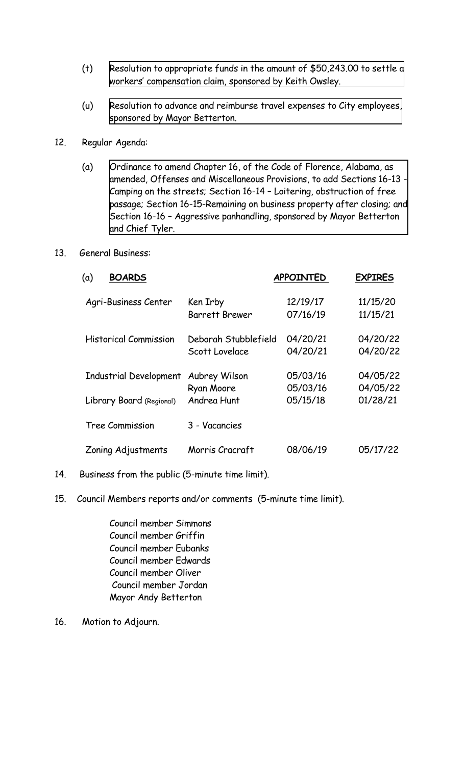(t) Resolution to appropriate funds in the amount of $50,243.00 to settle a workers' compensation claim, sponsored by Keith Owsley.

(u) Resolution to advance and reimburse travel expenses to City employees, sponsored by Mayor Betterton.

12. Regular Agenda:

(a) Ordinance to amend Chapter 16, of the Code of Florence, Alabama, as amended, Offenses and Miscellaneous Provisions, to add Sections 16-13 - Camping on the streets; Section 16-14 – Loitering, obstruction of free passage; Section 16-15-Remaining on business property after closing; and Section 16-16 – Aggressive panhandling, sponsored by Mayor Betterton and Chief Tyler.

13. General Business:

| (a) **BOARDS** | | **APPOINTED** | **EXPIRES** |
|---|---|---|---|
| Agri-Business Center | Ken Irby | 12/19/17 | 11/15/20 |
| | Barrett Brewer | 07/16/19 | 11/15/21 |
| Historical Commission | Deborah Stubblefield | 04/20/21 | 04/20/22 |
| | Scott Lovelace | 04/20/21 | 04/20/22 |
| Industrial Development | Aubrey Wilson | 05/03/16 | 04/05/22 |
| | Ryan Moore | 05/03/16 | 04/05/22 |
| Library Board (Regional) | Andrea Hunt | 05/15/18 | 01/28/21 |
| Tree Commission | 3 - Vacancies | | |
| Zoning Adjustments | Morris Cracraft | 08/06/19 | 05/17/22 |

14. Business from the public (5-minute time limit).

15. Council Members reports and/or comments (5-minute time limit).

Council member Simmons
Council member Griffin
Council member Eubanks
Council member Edwards
Council member Oliver
Council member Jordan
Mayor Andy Betterton

16. Motion to Adjourn.